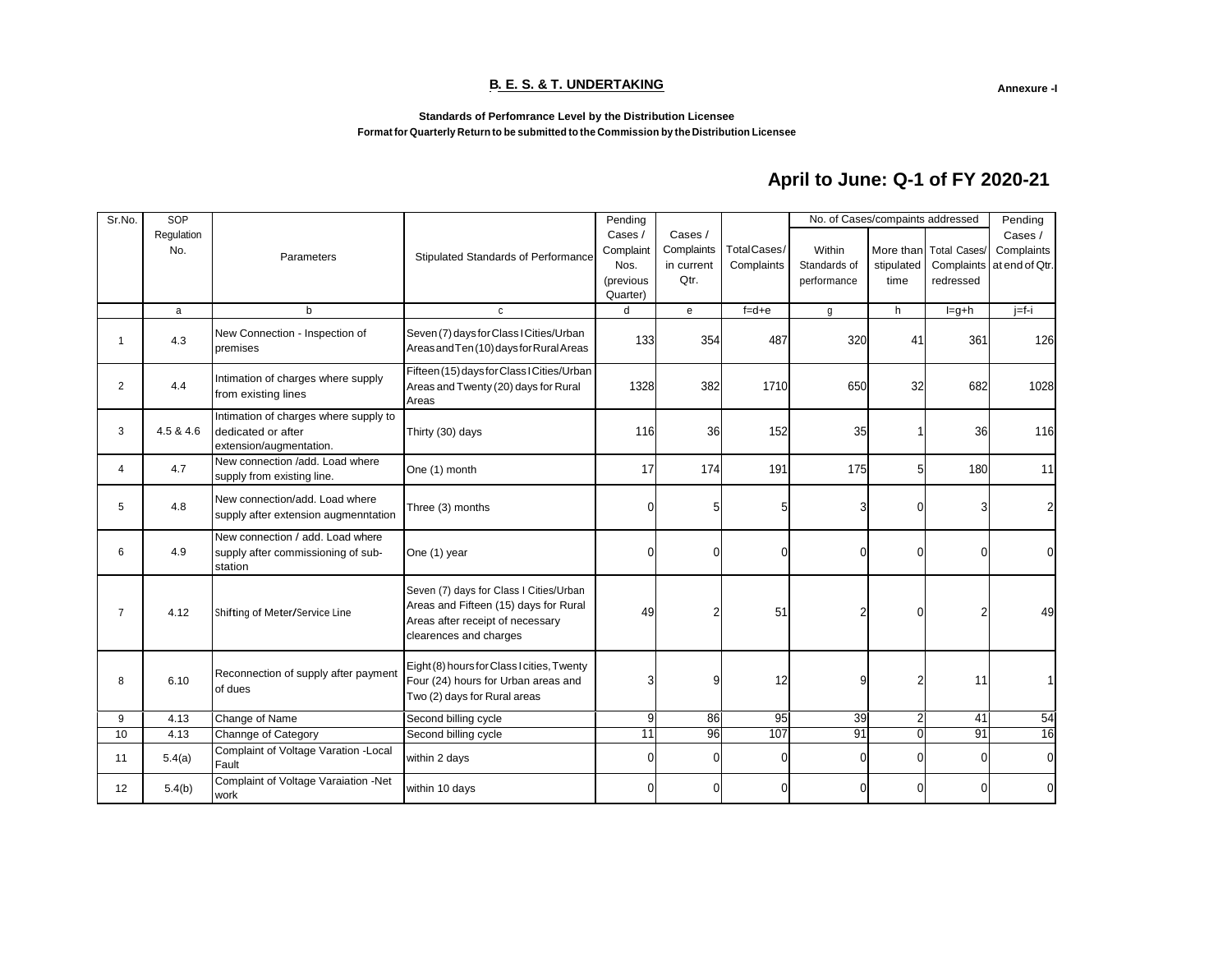**B. E. S. & T. UNDERTAKING**

**Annexure -I**

**Standards of Perfomrance Level by the Distribution Licensee**

**Format for Quarterly Return to be submitted to the Commission by the Distribution Licensee**

## April to June: Q-1 of FY 2020-21

| Sr.No. | SOP Regulation No. | Parameters | Stipulated Standards of Performance | Pending Cases / Complaint Nos. (previous Quarter) | Cases / Complaints in current Qtr. | Total Cases/ Complaints | No. of Cases/compaints addressed | | | Pending Cases / Complaints at end of Qtr. |
|---|---|---|---|---|---|---|---|---|---|---|
| | | | | | | | Within Standards of performance | More than stipulated time | Total Cases/ Complaints redressed | |
| | a | b | c | d | e | f=d+e | g | h | I=g+h | j=f-i |
| 1 | 4.3 | New Connection - Inspection of premises | Seven (7) days for Class I Cities/Urban Areas and Ten (10) days for Rural Areas | 133 | 354 | 487 | 320 | 41 | 361 | 126 |
| 2 | 4.4 | Intimation of charges where supply from existing lines | Fifteen (15) days for Class I Cities/Urban Areas and Twenty (20) days for Rural Areas | 1328 | 382 | 1710 | 650 | 32 | 682 | 1028 |
| 3 | 4.5 & 4.6 | Intimation of charges where supply to dedicated or after extension/augmentation. | Thirty (30) days | 116 | 36 | 152 | 35 | 1 | 36 | 116 |
| 4 | 4.7 | New connection /add. Load where supply from existing line. | One (1) month | 17 | 174 | 191 | 175 | 5 | 180 | 11 |
| 5 | 4.8 | New connection/add. Load where supply after extension augmenntation | Three (3) months | 0 | 5 | 5 | 3 | 0 | 3 | 2 |
| 6 | 4.9 | New connection / add. Load where supply after commissioning of sub-station | One (1) year | 0 | 0 | 0 | 0 | 0 | 0 | 0 |
| 7 | 4.12 | Shifting of Meter/Service Line | Seven (7) days for Class I Cities/Urban Areas and Fifteen (15) days for Rural Areas after receipt of necessary clearences and charges | 49 | 2 | 51 | 2 | 0 | 2 | 49 |
| 8 | 6.10 | Reconnection of supply after payment of dues | Eight (8) hours for Class I cities, Twenty Four (24) hours for Urban areas and Two (2) days for Rural areas | 3 | 9 | 12 | 9 | 2 | 11 | 1 |
| 9 | 4.13 | Change of Name | Second billing cycle | 9 | 86 | 95 | 39 | 2 | 41 | 54 |
| 10 | 4.13 | Channge of Category | Second billing cycle | 11 | 96 | 107 | 91 | 0 | 91 | 16 |
| 11 | 5.4(a) | Complaint of Voltage Varation -Local Fault | within 2 days | 0 | 0 | 0 | 0 | 0 | 0 | 0 |
| 12 | 5.4(b) | Complaint of Voltage Varaiation -Net work | within 10 days | 0 | 0 | 0 | 0 | 0 | 0 | 0 |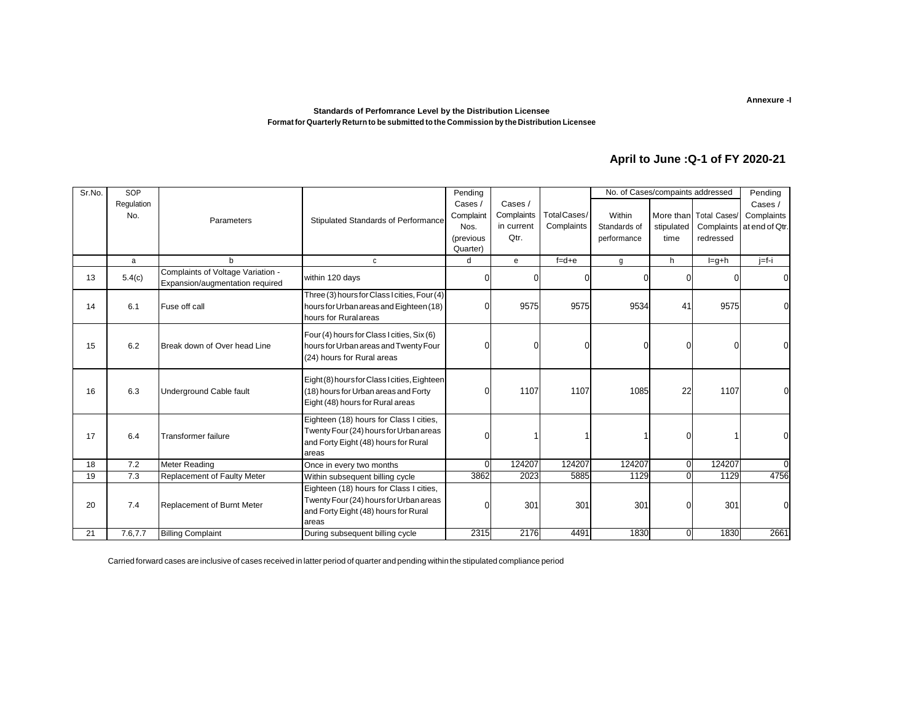**Annexure -I**

**Standards of Perfomrance Level by the Distribution Licensee**

**Format for Quarterly Return to be submitted to the Commission by the Distribution Licensee**

## April to June :Q-1 of FY 2020-21

| Sr.No. | SOP Regulation No. | Parameters | Stipulated Standards of Performance | Pending Cases / Complaint Nos. (previous Quarter) | Cases / Complaints in current Qtr. | Total Cases/ Complaints | No. of Cases/compaints addressed | | | Pending Cases / Complaints at end of Qtr. |
|---|---|---|---|---|---|---|---|---|---|---|
| | | | | | | | Within Standards of performance | More than stipulated time | Total Cases/ Complaints redressed | |
| | a | b | c | d | e | f=d+e | g | h | I=g+h | j=f-i |
| 13 | 5.4(c) | Complaints of Voltage Variation - Expansion/augmentation required | within 120 days | 0 | 0 | 0 | 0 | 0 | 0 | 0 |
| 14 | 6.1 | Fuse off call | Three (3) hours for Class I cities, Four (4) hours for Urban areas and Eighteen (18) hours for Rural areas | 0 | 9575 | 9575 | 9534 | 41 | 9575 | 0 |
| 15 | 6.2 | Break down of Over head Line | Four (4) hours for Class I cities, Six (6) hours for Urban areas and Twenty Four (24) hours for Rural areas | 0 | 0 | 0 | 0 | 0 | 0 | 0 |
| 16 | 6.3 | Underground Cable fault | Eight (8) hours for Class I cities, Eighteen (18) hours for Urban areas and Forty Eight (48) hours for Rural areas | 0 | 1107 | 1107 | 1085 | 22 | 1107 | 0 |
| 17 | 6.4 | Transformer failure | Eighteen (18) hours for Class I cities, Twenty Four (24) hours for Urban areas and Forty Eight (48) hours for Rural areas | 0 | 1 | 1 | 1 | 0 | 1 | 0 |
| 18 | 7.2 | Meter Reading | Once in every two months | 0 | 124207 | 124207 | 124207 | 0 | 124207 | 0 |
| 19 | 7.3 | Replacement of Faulty Meter | Within subsequent billing cycle | 3862 | 2023 | 5885 | 1129 | 0 | 1129 | 4756 |
| 20 | 7.4 | Replacement of Burnt Meter | Eighteen (18) hours for Class I cities, Twenty Four (24) hours for Urban areas and Forty Eight (48) hours for Rural areas | 0 | 301 | 301 | 301 | 0 | 301 | 0 |
| 21 | 7.6,7.7 | Billing Complaint | During subsequent billing cycle | 2315 | 2176 | 4491 | 1830 | 0 | 1830 | 2661 |

Carried forward cases are inclusive of cases received in latter period of quarter and pending within the stipulated compliance period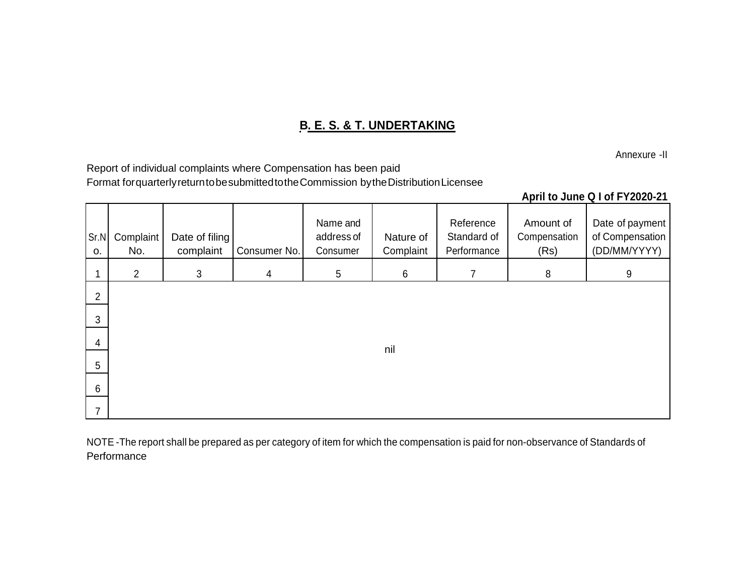## B. E. S. & T. UNDERTAKING

Annexure -II

Report of individual complaints where Compensation has been paid
Format for quarterly return to be submitted to the Commission by the Distribution Licensee

**April to June Q I of FY2020-21**

| Sr.No. | Complaint No. | Date of filing complaint | Consumer No. | Name and address of Consumer | Nature of Complaint | Reference Standard of Performance | Amount of Compensation (Rs) | Date of payment of Compensation (DD/MM/YYYY) |
|---|---|---|---|---|---|---|---|---|
| 1 | 2 | 3 | 4 | 5 | 6 | 7 | 8 | 9 |
| 2 | | | | | | | | |
| 3 | | | | | | | | |
| 4 | | | | | nil | | | |
| 5 | | | | | | | | |
| 6 | | | | | | | | |
| 7 | | | | | | | | |

NOTE -The report shall be prepared as per category of item for which the compensation is paid for non-observance of Standards of Performance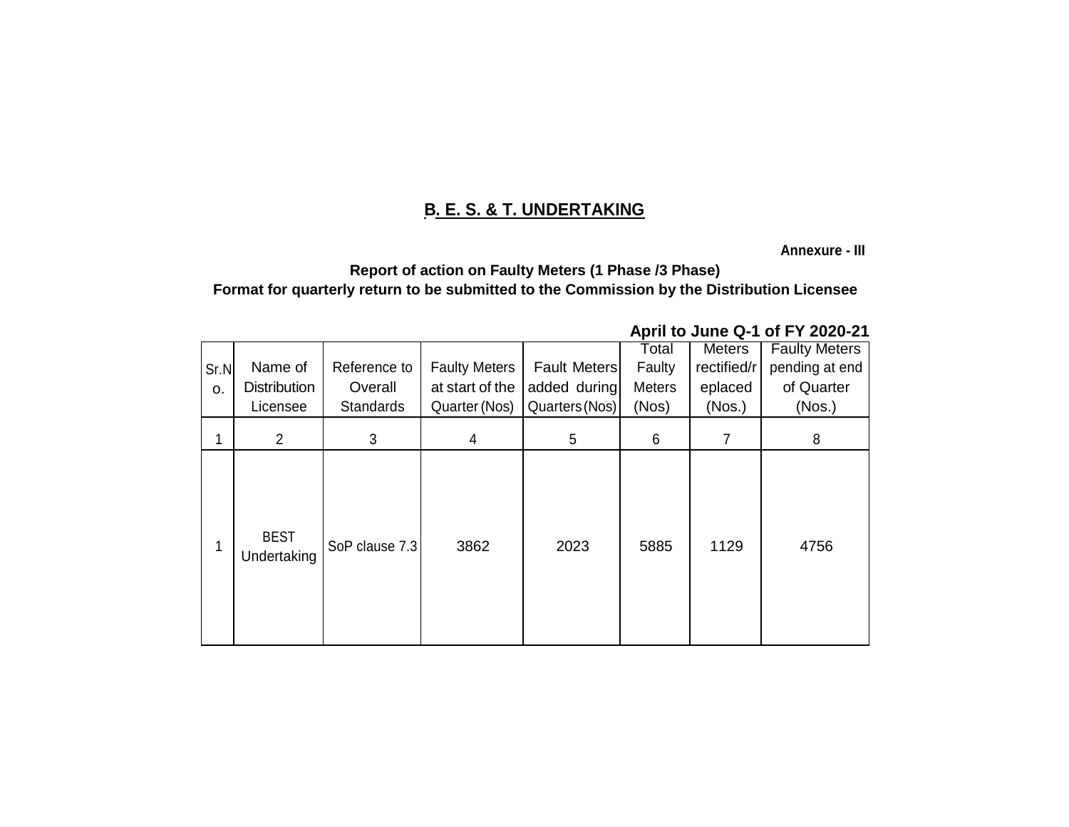## B. E. S. & T. UNDERTAKING

**Annexure - III**

**Report of action on Faulty Meters (1 Phase /3 Phase)**

**Format for quarterly return to be submitted to the Commission by the Distribution Licensee**

**April to June Q-1 of FY 2020-21**

| Sr.No. | Name of Distribution Licensee | Reference to Overall Standards | Faulty Meters at start of the Quarter (Nos) | Fault Meters added during Quarters (Nos) | Total Faulty Meters (Nos) | Meters rectified/replaced (Nos.) | Faulty Meters pending at end of Quarter (Nos.) |
|---|---|---|---|---|---|---|---|
| 1 | 2 | 3 | 4 | 5 | 6 | 7 | 8 |
| 1 | BEST Undertaking | SoP clause 7.3 | 3862 | 2023 | 5885 | 1129 | 4756 |